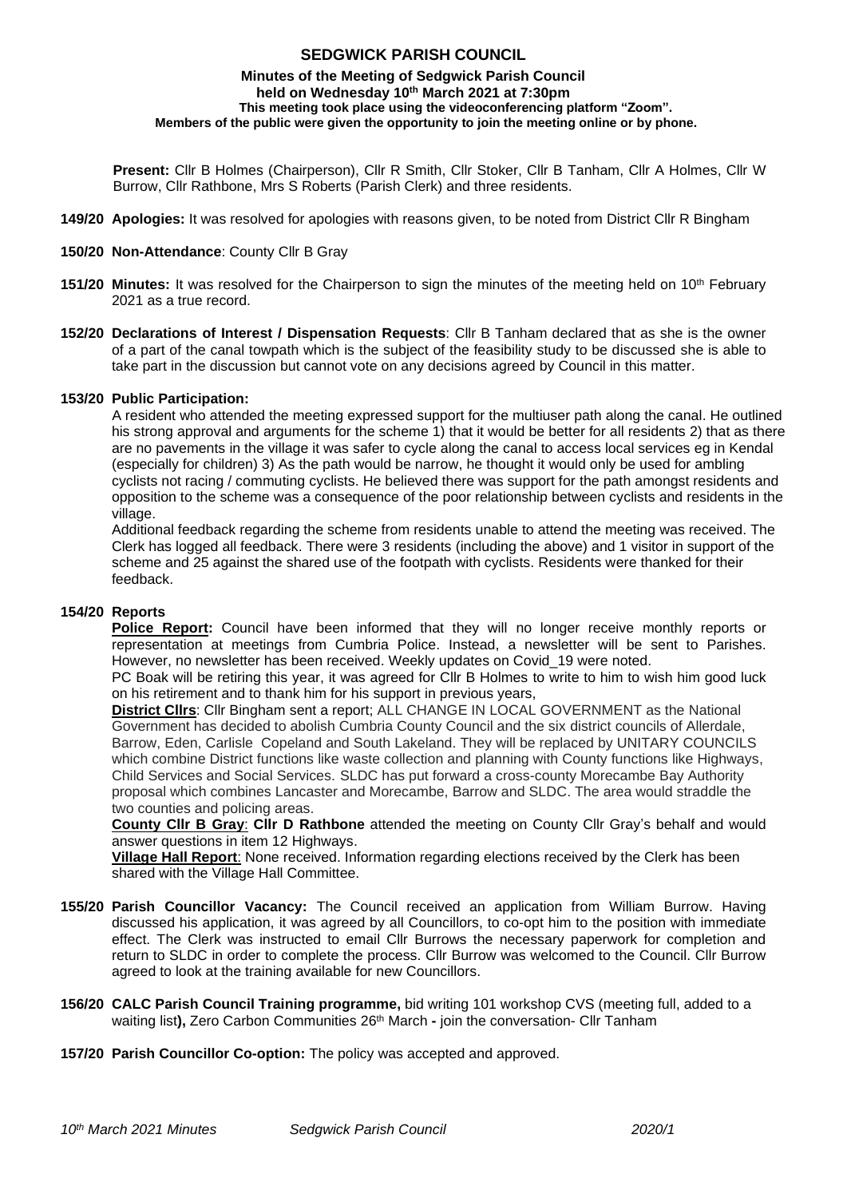# SEDGWICK PARISH COUNCIL

**Minutes of the Meeting of Sedgwick Parish Council**
**held on Wednesday 10th March 2021 at 7:30pm**
**This meeting took place using the videoconferencing platform "Zoom".**
**Members of the public were given the opportunity to join the meeting online or by phone.**

**Present:** Cllr B Holmes (Chairperson), Cllr R Smith, Cllr Stoker, Cllr B Tanham, Cllr A Holmes, Cllr W Burrow, Cllr Rathbone, Mrs S Roberts (Parish Clerk) and three residents.

**149/20 Apologies:** It was resolved for apologies with reasons given, to be noted from District Cllr R Bingham

**150/20 Non-Attendance**: County Cllr B Gray

**151/20 Minutes:** It was resolved for the Chairperson to sign the minutes of the meeting held on 10th February 2021 as a true record.

**152/20 Declarations of Interest / Dispensation Requests**: Cllr B Tanham declared that as she is the owner of a part of the canal towpath which is the subject of the feasibility study to be discussed she is able to take part in the discussion but cannot vote on any decisions agreed by Council in this matter.

**153/20 Public Participation:**

A resident who attended the meeting expressed support for the multiuser path along the canal. He outlined his strong approval and arguments for the scheme 1) that it would be better for all residents 2) that as there are no pavements in the village it was safer to cycle along the canal to access local services eg in Kendal (especially for children) 3) As the path would be narrow, he thought it would only be used for ambling cyclists not racing / commuting cyclists. He believed there was support for the path amongst residents and opposition to the scheme was a consequence of the poor relationship between cyclists and residents in the village.

Additional feedback regarding the scheme from residents unable to attend the meeting was received. The Clerk has logged all feedback. There were 3 residents (including the above) and 1 visitor in support of the scheme and 25 against the shared use of the footpath with cyclists. Residents were thanked for their feedback.

**154/20 Reports**

**Police Report:** Council have been informed that they will no longer receive monthly reports or representation at meetings from Cumbria Police. Instead, a newsletter will be sent to Parishes. However, no newsletter has been received. Weekly updates on Covid_19 were noted.

PC Boak will be retiring this year, it was agreed for Cllr B Holmes to write to him to wish him good luck on his retirement and to thank him for his support in previous years,

**District Cllrs**: Cllr Bingham sent a report; ALL CHANGE IN LOCAL GOVERNMENT as the National Government has decided to abolish Cumbria County Council and the six district councils of Allerdale, Barrow, Eden, Carlisle Copeland and South Lakeland. They will be replaced by UNITARY COUNCILS which combine District functions like waste collection and planning with County functions like Highways, Child Services and Social Services. SLDC has put forward a cross-county Morecambe Bay Authority proposal which combines Lancaster and Morecambe, Barrow and SLDC. The area would straddle the two counties and policing areas.

**County Cllr B Gray**: **Cllr D Rathbone** attended the meeting on County Cllr Gray's behalf and would answer questions in item 12 Highways.

**Village Hall Report**: None received. Information regarding elections received by the Clerk has been shared with the Village Hall Committee.

**155/20 Parish Councillor Vacancy:** The Council received an application from William Burrow. Having discussed his application, it was agreed by all Councillors, to co-opt him to the position with immediate effect. The Clerk was instructed to email Cllr Burrows the necessary paperwork for completion and return to SLDC in order to complete the process. Cllr Burrow was welcomed to the Council. Cllr Burrow agreed to look at the training available for new Councillors.

**156/20 CALC Parish Council Training programme,** bid writing 101 workshop CVS (meeting full, added to a waiting list**),** Zero Carbon Communities 26th March **-** join the conversation- Cllr Tanham

**157/20 Parish Councillor Co-option:** The policy was accepted and approved.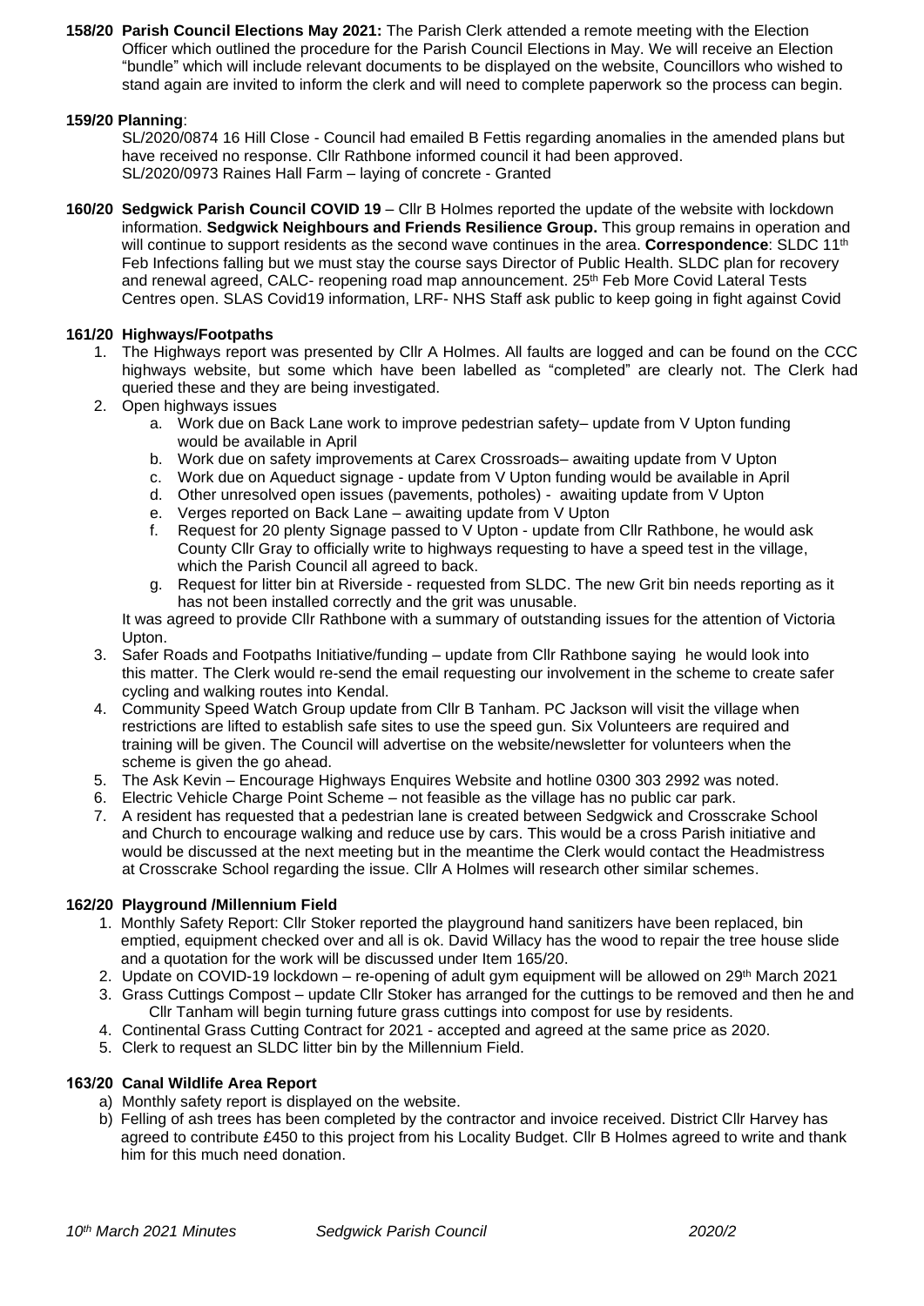**158/20 Parish Council Elections May 2021:** The Parish Clerk attended a remote meeting with the Election Officer which outlined the procedure for the Parish Council Elections in May. We will receive an Election "bundle" which will include relevant documents to be displayed on the website, Councillors who wished to stand again are invited to inform the clerk and will need to complete paperwork so the process can begin.

**159/20 Planning**:

SL/2020/0874 16 Hill Close - Council had emailed B Fettis regarding anomalies in the amended plans but have received no response. Cllr Rathbone informed council it had been approved.
SL/2020/0973 Raines Hall Farm – laying of concrete - Granted

**160/20 Sedgwick Parish Council COVID 19** – Cllr B Holmes reported the update of the website with lockdown information. **Sedgwick Neighbours and Friends Resilience Group.** This group remains in operation and will continue to support residents as the second wave continues in the area. **Correspondence**: SLDC 11th Feb Infections falling but we must stay the course says Director of Public Health. SLDC plan for recovery and renewal agreed, CALC- reopening road map announcement. 25th Feb More Covid Lateral Tests Centres open. SLAS Covid19 information, LRF- NHS Staff ask public to keep going in fight against Covid

**161/20 Highways/Footpaths**

1. The Highways report was presented by Cllr A Holmes. All faults are logged and can be found on the CCC highways website, but some which have been labelled as "completed" are clearly not. The Clerk had queried these and they are being investigated.
2. Open highways issues
   a. Work due on Back Lane work to improve pedestrian safety– update from V Upton funding would be available in April
   b. Work due on safety improvements at Carex Crossroads– awaiting update from V Upton
   c. Work due on Aqueduct signage - update from V Upton funding would be available in April
   d. Other unresolved open issues (pavements, potholes) - awaiting update from V Upton
   e. Verges reported on Back Lane – awaiting update from V Upton
   f. Request for 20 plenty Signage passed to V Upton - update from Cllr Rathbone, he would ask County Cllr Gray to officially write to highways requesting to have a speed test in the village, which the Parish Council all agreed to back.
   g. Request for litter bin at Riverside - requested from SLDC. The new Grit bin needs reporting as it has not been installed correctly and the grit was unusable.

   It was agreed to provide Cllr Rathbone with a summary of outstanding issues for the attention of Victoria Upton.
3. Safer Roads and Footpaths Initiative/funding – update from Cllr Rathbone saying he would look into this matter. The Clerk would re-send the email requesting our involvement in the scheme to create safer cycling and walking routes into Kendal.
4. Community Speed Watch Group update from Cllr B Tanham. PC Jackson will visit the village when restrictions are lifted to establish safe sites to use the speed gun. Six Volunteers are required and training will be given. The Council will advertise on the website/newsletter for volunteers when the scheme is given the go ahead.
5. The Ask Kevin – Encourage Highways Enquires Website and hotline 0300 303 2992 was noted.
6. Electric Vehicle Charge Point Scheme – not feasible as the village has no public car park.
7. A resident has requested that a pedestrian lane is created between Sedgwick and Crosscrake School and Church to encourage walking and reduce use by cars. This would be a cross Parish initiative and would be discussed at the next meeting but in the meantime the Clerk would contact the Headmistress at Crosscrake School regarding the issue. Cllr A Holmes will research other similar schemes.

**162/20 Playground /Millennium Field**

1. Monthly Safety Report: Cllr Stoker reported the playground hand sanitizers have been replaced, bin emptied, equipment checked over and all is ok. David Willacy has the wood to repair the tree house slide and a quotation for the work will be discussed under Item 165/20.
2. Update on COVID-19 lockdown – re-opening of adult gym equipment will be allowed on 29th March 2021
3. Grass Cuttings Compost – update Cllr Stoker has arranged for the cuttings to be removed and then he and Cllr Tanham will begin turning future grass cuttings into compost for use by residents.
4. Continental Grass Cutting Contract for 2021 - accepted and agreed at the same price as 2020.
5. Clerk to request an SLDC litter bin by the Millennium Field.

**163/20 Canal Wildlife Area Report**

a) Monthly safety report is displayed on the website.
b) Felling of ash trees has been completed by the contractor and invoice received. District Cllr Harvey has agreed to contribute £450 to this project from his Locality Budget. Cllr B Holmes agreed to write and thank him for this much need donation.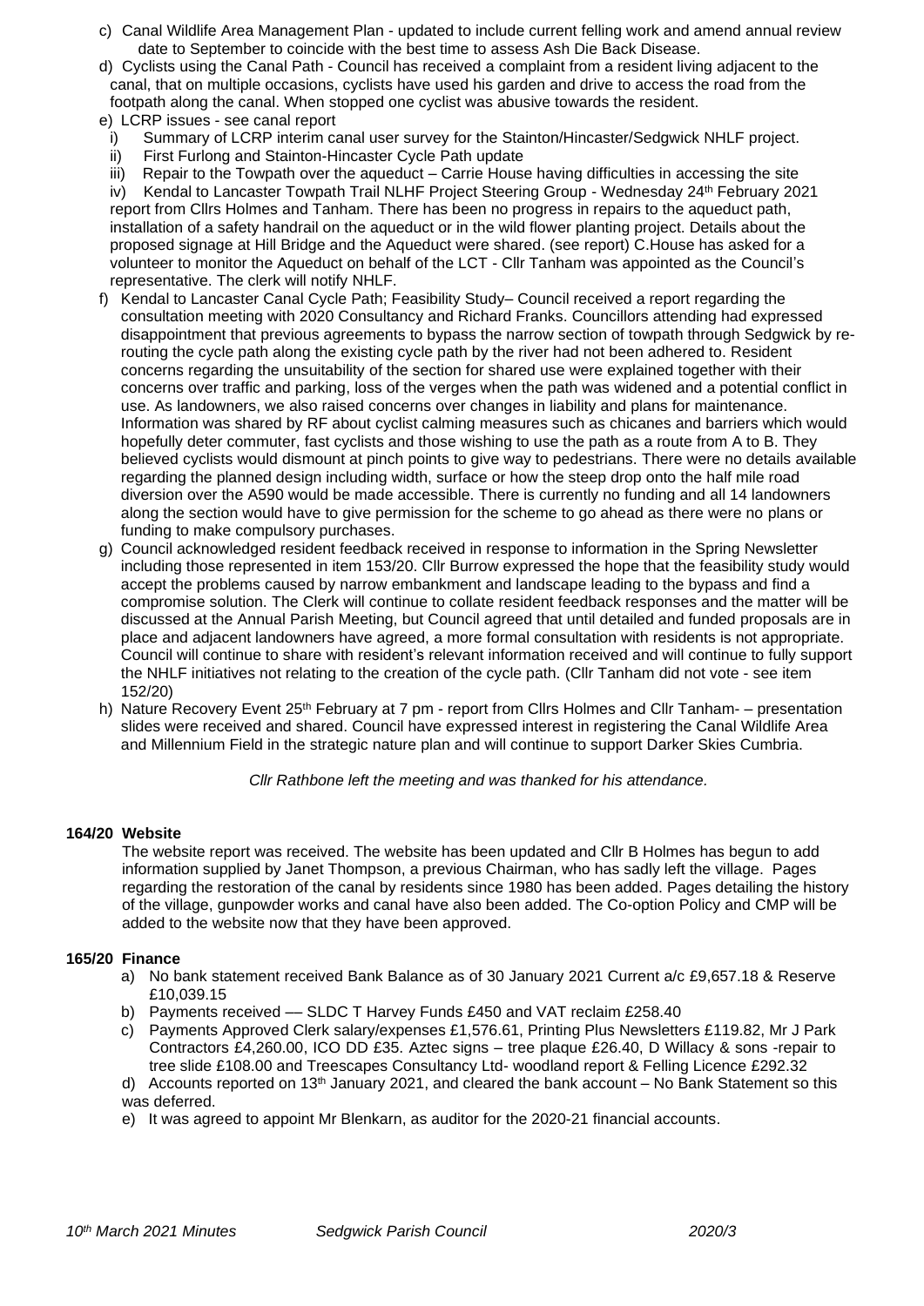c) Canal Wildlife Area Management Plan - updated to include current felling work and amend annual review date to September to coincide with the best time to assess Ash Die Back Disease.

d) Cyclists using the Canal Path - Council has received a complaint from a resident living adjacent to the canal, that on multiple occasions, cyclists have used his garden and drive to access the road from the footpath along the canal. When stopped one cyclist was abusive towards the resident.

e) LCRP issues - see canal report

   i) Summary of LCRP interim canal user survey for the Stainton/Hincaster/Sedgwick NHLF project.

   ii) First Furlong and Stainton-Hincaster Cycle Path update

   iii) Repair to the Towpath over the aqueduct – Carrie House having difficulties in accessing the site

   iv) Kendal to Lancaster Towpath Trail NLHF Project Steering Group - Wednesday 24th February 2021 report from Cllrs Holmes and Tanham. There has been no progress in repairs to the aqueduct path, installation of a safety handrail on the aqueduct or in the wild flower planting project. Details about the proposed signage at Hill Bridge and the Aqueduct were shared. (see report) C.House has asked for a volunteer to monitor the Aqueduct on behalf of the LCT - Cllr Tanham was appointed as the Council's representative. The clerk will notify NHLF.

f) Kendal to Lancaster Canal Cycle Path; Feasibility Study– Council received a report regarding the consultation meeting with 2020 Consultancy and Richard Franks. Councillors attending had expressed disappointment that previous agreements to bypass the narrow section of towpath through Sedgwick by re-routing the cycle path along the existing cycle path by the river had not been adhered to. Resident concerns regarding the unsuitability of the section for shared use were explained together with their concerns over traffic and parking, loss of the verges when the path was widened and a potential conflict in use. As landowners, we also raised concerns over changes in liability and plans for maintenance. Information was shared by RF about cyclist calming measures such as chicanes and barriers which would hopefully deter commuter, fast cyclists and those wishing to use the path as a route from A to B. They believed cyclists would dismount at pinch points to give way to pedestrians. There were no details available regarding the planned design including width, surface or how the steep drop onto the half mile road diversion over the A590 would be made accessible. There is currently no funding and all 14 landowners along the section would have to give permission for the scheme to go ahead as there were no plans or funding to make compulsory purchases.

g) Council acknowledged resident feedback received in response to information in the Spring Newsletter including those represented in item 153/20. Cllr Burrow expressed the hope that the feasibility study would accept the problems caused by narrow embankment and landscape leading to the bypass and find a compromise solution. The Clerk will continue to collate resident feedback responses and the matter will be discussed at the Annual Parish Meeting, but Council agreed that until detailed and funded proposals are in place and adjacent landowners have agreed, a more formal consultation with residents is not appropriate. Council will continue to share with resident's relevant information received and will continue to fully support the NHLF initiatives not relating to the creation of the cycle path. (Cllr Tanham did not vote - see item 152/20)

h) Nature Recovery Event 25th February at 7 pm - report from Cllrs Holmes and Cllr Tanham- – presentation slides were received and shared. Council have expressed interest in registering the Canal Wildlife Area and Millennium Field in the strategic nature plan and will continue to support Darker Skies Cumbria.

*Cllr Rathbone left the meeting and was thanked for his attendance.*

**164/20 Website**

The website report was received. The website has been updated and Cllr B Holmes has begun to add information supplied by Janet Thompson, a previous Chairman, who has sadly left the village. Pages regarding the restoration of the canal by residents since 1980 has been added. Pages detailing the history of the village, gunpowder works and canal have also been added. The Co-option Policy and CMP will be added to the website now that they have been approved.

**165/20 Finance**

a) No bank statement received Bank Balance as of 30 January 2021 Current a/c £9,657.18 & Reserve £10,039.15

b) Payments received –– SLDC T Harvey Funds £450 and VAT reclaim £258.40

c) Payments Approved Clerk salary/expenses £1,576.61, Printing Plus Newsletters £119.82, Mr J Park Contractors £4,260.00, ICO DD £35. Aztec signs – tree plaque £26.40, D Willacy & sons -repair to tree slide £108.00 and Treescapes Consultancy Ltd- woodland report & Felling Licence £292.32

d) Accounts reported on 13th January 2021, and cleared the bank account – No Bank Statement so this was deferred.

e) It was agreed to appoint Mr Blenkarn, as auditor for the 2020-21 financial accounts.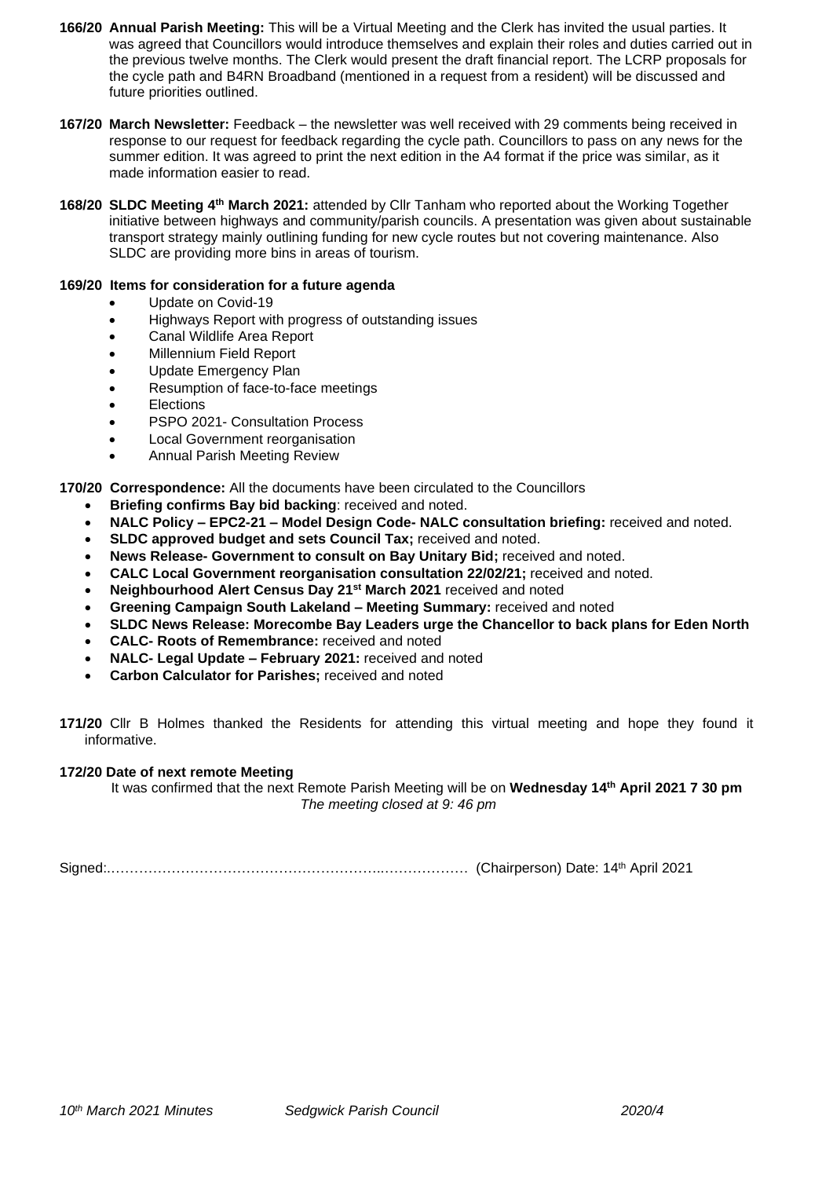**166/20 Annual Parish Meeting:** This will be a Virtual Meeting and the Clerk has invited the usual parties. It was agreed that Councillors would introduce themselves and explain their roles and duties carried out in the previous twelve months. The Clerk would present the draft financial report. The LCRP proposals for the cycle path and B4RN Broadband (mentioned in a request from a resident) will be discussed and future priorities outlined.

**167/20 March Newsletter:** Feedback – the newsletter was well received with 29 comments being received in response to our request for feedback regarding the cycle path. Councillors to pass on any news for the summer edition. It was agreed to print the next edition in the A4 format if the price was similar, as it made information easier to read.

**168/20 SLDC Meeting 4th March 2021:** attended by Cllr Tanham who reported about the Working Together initiative between highways and community/parish councils. A presentation was given about sustainable transport strategy mainly outlining funding for new cycle routes but not covering maintenance. Also SLDC are providing more bins in areas of tourism.

**169/20 Items for consideration for a future agenda**

- Update on Covid-19
- Highways Report with progress of outstanding issues
- Canal Wildlife Area Report
- Millennium Field Report
- Update Emergency Plan
- Resumption of face-to-face meetings
- Elections
- PSPO 2021- Consultation Process
- Local Government reorganisation
- Annual Parish Meeting Review

**170/20 Correspondence:** All the documents have been circulated to the Councillors

- **Briefing confirms Bay bid backing**: received and noted.
- **NALC Policy – EPC2-21 – Model Design Code- NALC consultation briefing:** received and noted.
- **SLDC approved budget and sets Council Tax;** received and noted.
- **News Release- Government to consult on Bay Unitary Bid;** received and noted.
- **CALC Local Government reorganisation consultation 22/02/21;** received and noted.
- **Neighbourhood Alert Census Day 21st March 2021** received and noted
- **Greening Campaign South Lakeland – Meeting Summary:** received and noted
- **SLDC News Release: Morecombe Bay Leaders urge the Chancellor to back plans for Eden North**
- **CALC- Roots of Remembrance:** received and noted
- **NALC- Legal Update – February 2021:** received and noted
- **Carbon Calculator for Parishes;** received and noted

**171/20** Cllr B Holmes thanked the Residents for attending this virtual meeting and hope they found it informative.

**172/20 Date of next remote Meeting**

It was confirmed that the next Remote Parish Meeting will be on **Wednesday 14th April 2021 7 30 pm**

*The meeting closed at 9: 46 pm*

Signed:……………………………………………………..……………… (Chairperson) Date: 14th April 2021